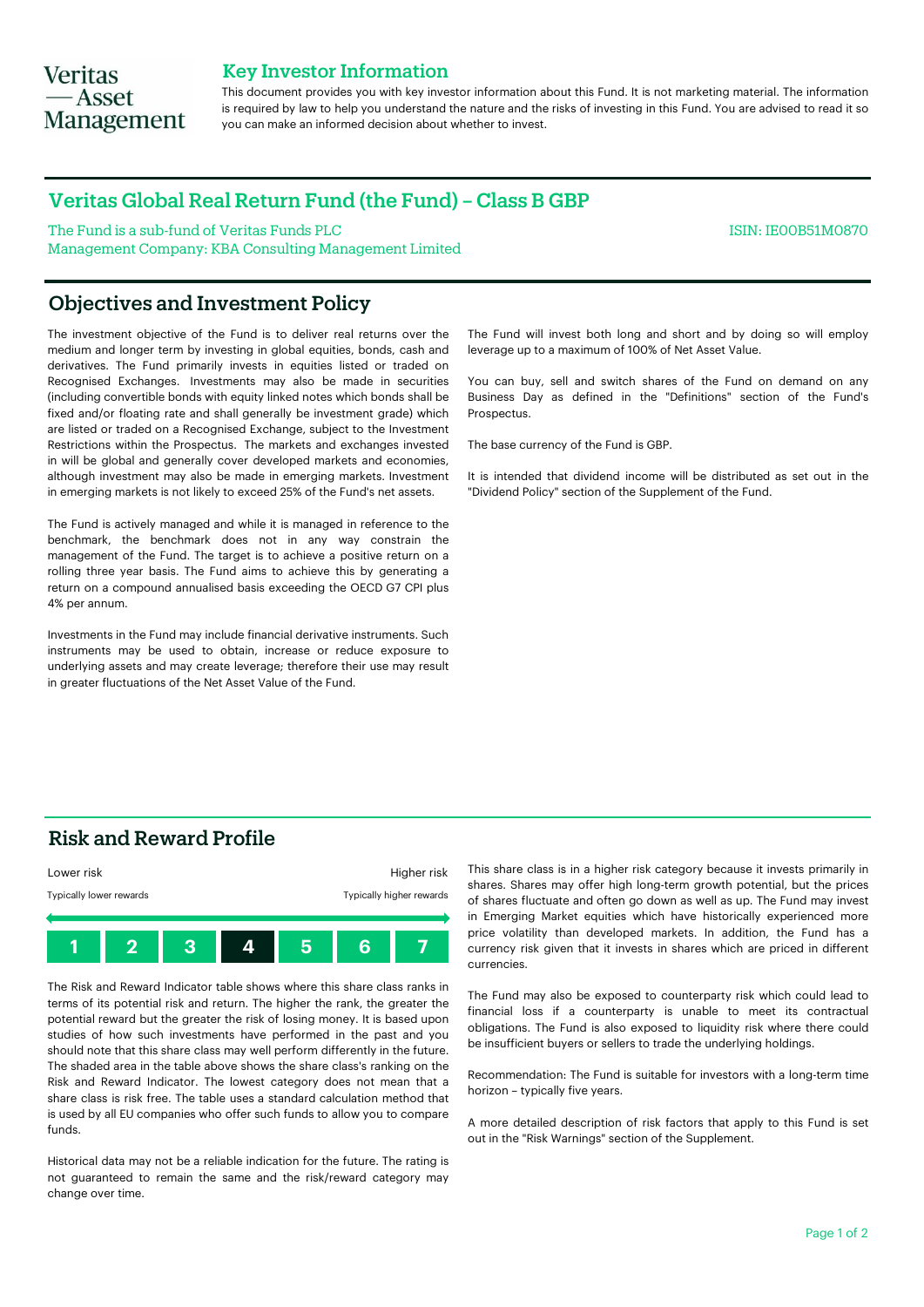Veritas — Asset Management

## Key Investor Information

This document provides you with key investor information about this Fund. It is not marketing material. The information is required by law to help you understand the nature and the risks of investing in this Fund. You are advised to read it so you can make an informed decision about whether to invest.

# Veritas Global Real Return Fund (the Fund) – Class B GBP

The Fund is a sub-fund of Veritas Funds PLC
Management Company: KBA Consulting Management Limited

ISIN: IE00B51M0870

## Objectives and Investment Policy

The investment objective of the Fund is to deliver real returns over the medium and longer term by investing in global equities, bonds, cash and derivatives. The Fund primarily invests in equities listed or traded on Recognised Exchanges. Investments may also be made in securities (including convertible bonds with equity linked notes which bonds shall be fixed and/or floating rate and shall generally be investment grade) which are listed or traded on a Recognised Exchange, subject to the Investment Restrictions within the Prospectus. The markets and exchanges invested in will be global and generally cover developed markets and economies, although investment may also be made in emerging markets. Investment in emerging markets is not likely to exceed 25% of the Fund's net assets.

The Fund is actively managed and while it is managed in reference to the benchmark, the benchmark does not in any way constrain the management of the Fund. The target is to achieve a positive return on a rolling three year basis. The Fund aims to achieve this by generating a return on a compound annualised basis exceeding the OECD G7 CPI plus 4% per annum.

Investments in the Fund may include financial derivative instruments. Such instruments may be used to obtain, increase or reduce exposure to underlying assets and may create leverage; therefore their use may result in greater fluctuations of the Net Asset Value of the Fund.

The Fund will invest both long and short and by doing so will employ leverage up to a maximum of 100% of Net Asset Value.

You can buy, sell and switch shares of the Fund on demand on any Business Day as defined in the "Definitions" section of the Fund's Prospectus.

The base currency of the Fund is GBP.

It is intended that dividend income will be distributed as set out in the "Dividend Policy" section of the Supplement of the Fund.

## Risk and Reward Profile

| Lower risk | | | | | | Higher risk |
|---|---|---|---|---|---|---|
| Typically lower rewards | | | | | | Typically higher rewards |
| 1 | 2 | 3 | **4** | 5 | 6 | 7 |

The Risk and Reward Indicator table shows where this share class ranks in terms of its potential risk and return. The higher the rank, the greater the potential reward but the greater the risk of losing money. It is based upon studies of how such investments have performed in the past and you should note that this share class may well perform differently in the future. The shaded area in the table above shows the share class's ranking on the Risk and Reward Indicator. The lowest category does not mean that a share class is risk free. The table uses a standard calculation method that is used by all EU companies who offer such funds to allow you to compare funds.

Historical data may not be a reliable indication for the future. The rating is not guaranteed to remain the same and the risk/reward category may change over time.

This share class is in a higher risk category because it invests primarily in shares. Shares may offer high long-term growth potential, but the prices of shares fluctuate and often go down as well as up. The Fund may invest in Emerging Market equities which have historically experienced more price volatility than developed markets. In addition, the Fund has a currency risk given that it invests in shares which are priced in different currencies.

The Fund may also be exposed to counterparty risk which could lead to financial loss if a counterparty is unable to meet its contractual obligations. The Fund is also exposed to liquidity risk where there could be insufficient buyers or sellers to trade the underlying holdings.

Recommendation: The Fund is suitable for investors with a long-term time horizon – typically five years.

A more detailed description of risk factors that apply to this Fund is set out in the "Risk Warnings" section of the Supplement.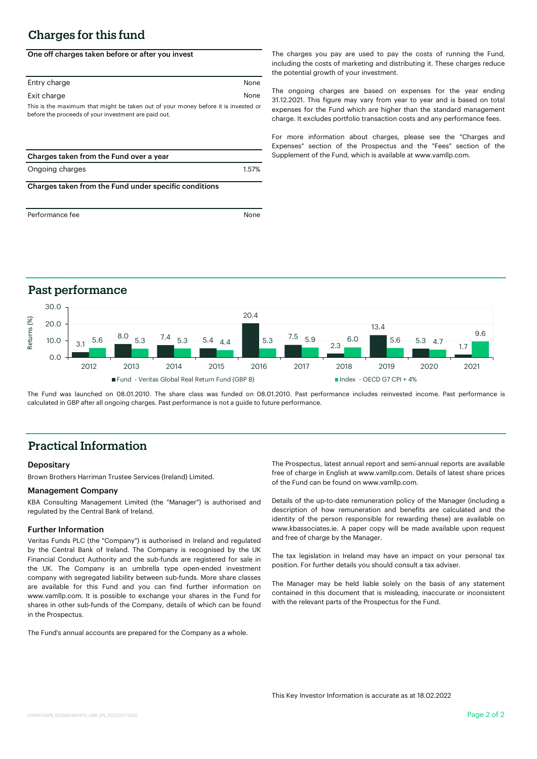## Charges for this fund

| One off charges taken before or after you invest | |
|---|---|
| Entry charge | None |
| Exit charge | None |

This is the maximum that might be taken out of your money before it is invested or before the proceeds of your investment are paid out.

| Charges taken from the Fund over a year | |
|---|---|
| Ongoing charges | 1.57% |

| Charges taken from the Fund under specific conditions | |
|---|---|
| Performance fee | None |

The charges you pay are used to pay the costs of running the Fund, including the costs of marketing and distributing it. These charges reduce the potential growth of your investment.

The ongoing charges are based on expenses for the year ending 31.12.2021. This figure may vary from year to year and is based on total expenses for the Fund which are higher than the standard management charge. It excludes portfolio transaction costs and any performance fees.

For more information about charges, please see the "Charges and Expenses" section of the Prospectus and the "Fees" section of the Supplement of the Fund, which is available at www.vamllp.com.

## Past performance

Returns (%)

30.0
20.0
10.0
0.0

2012: 3.1, 5.6
2013: 8.0, 5.3
2014: 7.4, 5.3
2015: 5.4, 4.4
2016: 20.4, 5.3
2017: 7.5, 5.9
2018: 2.3, 6.0
2019: 13.4, 5.6
2020: 5.3, 4.7
2021: 1.7, 9.6

Fund - Veritas Global Real Return Fund (GBP B)
Index - OECD G7 CPI + 4%

The Fund was launched on 08.01.2010. The share class was funded on 08.01.2010. Past performance includes reinvested income. Past performance is calculated in GBP after all ongoing charges. Past performance is not a guide to future performance.

## Practical Information

### Depositary

Brown Brothers Harriman Trustee Services (Ireland) Limited.

### Management Company

KBA Consulting Management Limited (the "Manager") is authorised and regulated by the Central Bank of Ireland.

### Further Information

Veritas Funds PLC (the "Company") is authorised in Ireland and regulated by the Central Bank of Ireland. The Company is recognised by the UK Financial Conduct Authority and the sub-funds are registered for sale in the UK. The Company is an umbrella type open-ended investment company with segregated liability between sub-funds. More share classes are available for this Fund and you can find further information on www.vamllp.com. It is possible to exchange your shares in the Fund for shares in other sub-funds of the Company, details of which can be found in the Prospectus.

The Fund's annual accounts are prepared for the Company as a whole.

The Prospectus, latest annual report and semi-annual reports are available free of charge in English at www.vamllp.com. Details of latest share prices of the Fund can be found on www.vamllp.com.

Details of the up-to-date remuneration policy of the Manager (including a description of how remuneration and benefits are calculated and the identity of the person responsible for rewarding these) are available on www.kbassociates.ie. A paper copy will be made available upon request and free of charge by the Manager.

The tax legislation in Ireland may have an impact on your personal tax position. For further details you should consult a tax adviser.

The Manager may be held liable solely on the basis of any statement contained in this document that is misleading, inaccurate or inconsistent with the relevant parts of the Prospectus for the Fund.

This Key Investor Information is accurate as at 18.02.2022

VGRRFGBPB_IE00B51MO870_GBR_EN_20220217143​2